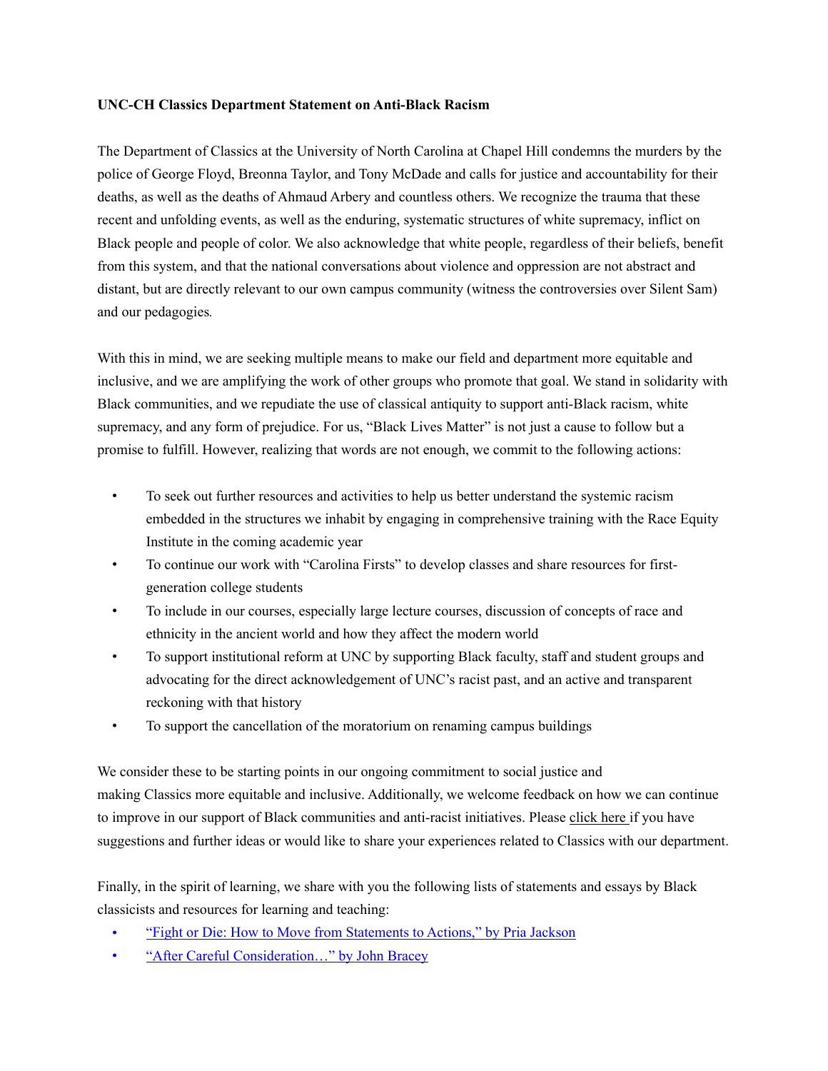**UNC-CH Classics Department Statement on Anti-Black Racism**

The Department of Classics at the University of North Carolina at Chapel Hill condemns the murders by the police of George Floyd, Breonna Taylor, and Tony McDade and calls for justice and accountability for their deaths, as well as the deaths of Ahmaud Arbery and countless others. We recognize the trauma that these recent and unfolding events, as well as the enduring, systematic structures of white supremacy, inflict on Black people and people of color. We also acknowledge that white people, regardless of their beliefs, benefit from this system, and that the national conversations about violence and oppression are not abstract and distant, but are directly relevant to our own campus community (witness the controversies over Silent Sam) and our pedagogies.

With this in mind, we are seeking multiple means to make our field and department more equitable and inclusive, and we are amplifying the work of other groups who promote that goal. We stand in solidarity with Black communities, and we repudiate the use of classical antiquity to support anti-Black racism, white supremacy, and any form of prejudice. For us, "Black Lives Matter" is not just a cause to follow but a promise to fulfill. However, realizing that words are not enough, we commit to the following actions:

- To seek out further resources and activities to help us better understand the systemic racism embedded in the structures we inhabit by engaging in comprehensive training with the Race Equity Institute in the coming academic year
- To continue our work with "Carolina Firsts" to develop classes and share resources for first-generation college students
- To include in our courses, especially large lecture courses, discussion of concepts of race and ethnicity in the ancient world and how they affect the modern world
- To support institutional reform at UNC by supporting Black faculty, staff and student groups and advocating for the direct acknowledgement of UNC's racist past, and an active and transparent reckoning with that history
- To support the cancellation of the moratorium on renaming campus buildings

We consider these to be starting points in our ongoing commitment to social justice and making Classics more equitable and inclusive. Additionally, we welcome feedback on how we can continue to improve in our support of Black communities and anti-racist initiatives. Please click here if you have suggestions and further ideas or would like to share your experiences related to Classics with our department.

Finally, in the spirit of learning, we share with you the following lists of statements and essays by Black classicists and resources for learning and teaching:

- "Fight or Die: How to Move from Statements to Actions," by Pria Jackson
- "After Careful Consideration…" by John Bracey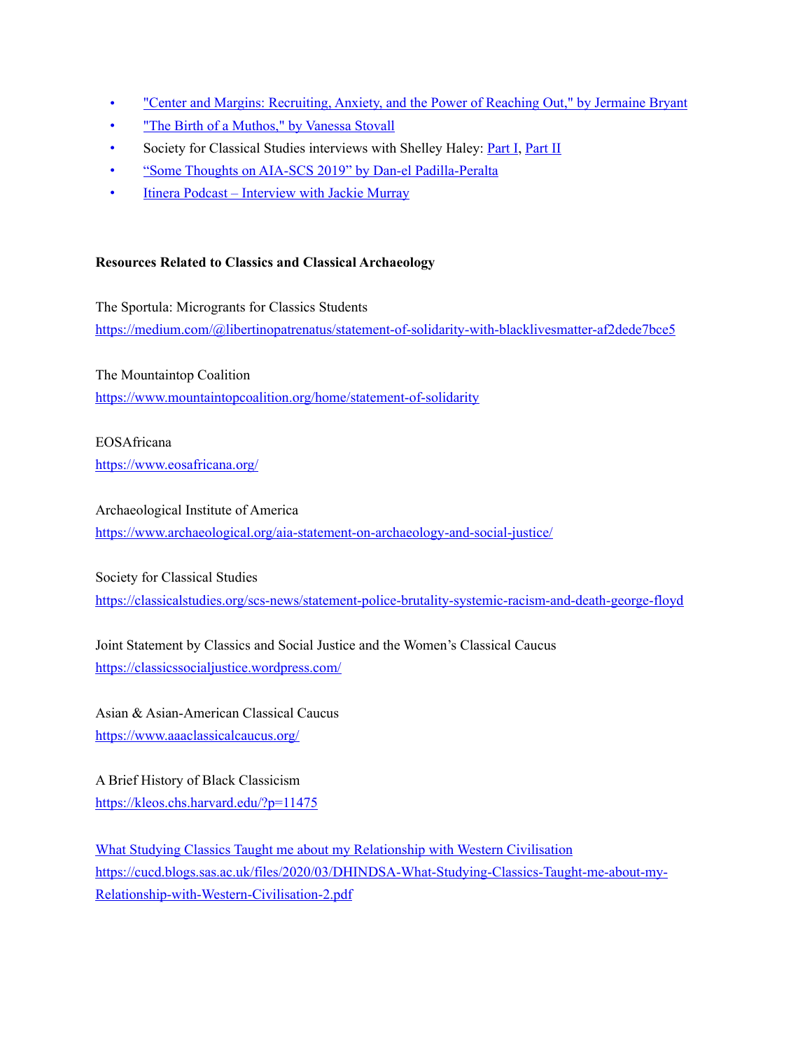- "Center and Margins: Recruiting, Anxiety, and the Power of Reaching Out," by Jermaine Bryant
- "The Birth of a Muthos," by Vanessa Stovall
- Society for Classical Studies interviews with Shelley Haley: Part I, Part II
- "Some Thoughts on AIA-SCS 2019" by Dan-el Padilla-Peralta
- Itinera Podcast – Interview with Jackie Murray

**Resources Related to Classics and Classical Archaeology**

The Sportula: Microgrants for Classics Students
https://medium.com/@libertinopatrenatus/statement-of-solidarity-with-blacklivesmatter-af2dede7bce5

The Mountaintop Coalition
https://www.mountaintopcoalition.org/home/statement-of-solidarity

EOSAfricana
https://www.eosafricana.org/

Archaeological Institute of America
https://www.archaeological.org/aia-statement-on-archaeology-and-social-justice/

Society for Classical Studies
https://classicalstudies.org/scs-news/statement-police-brutality-systemic-racism-and-death-george-floyd

Joint Statement by Classics and Social Justice and the Women's Classical Caucus
https://classicssocialjustice.wordpress.com/

Asian & Asian-American Classical Caucus
https://www.aaaclassicalcaucus.org/

A Brief History of Black Classicism
https://kleos.chs.harvard.edu/?p=11475

What Studying Classics Taught me about my Relationship with Western Civilisation
https://cucd.blogs.sas.ac.uk/files/2020/03/DHINDSA-What-Studying-Classics-Taught-me-about-my-Relationship-with-Western-Civilisation-2.pdf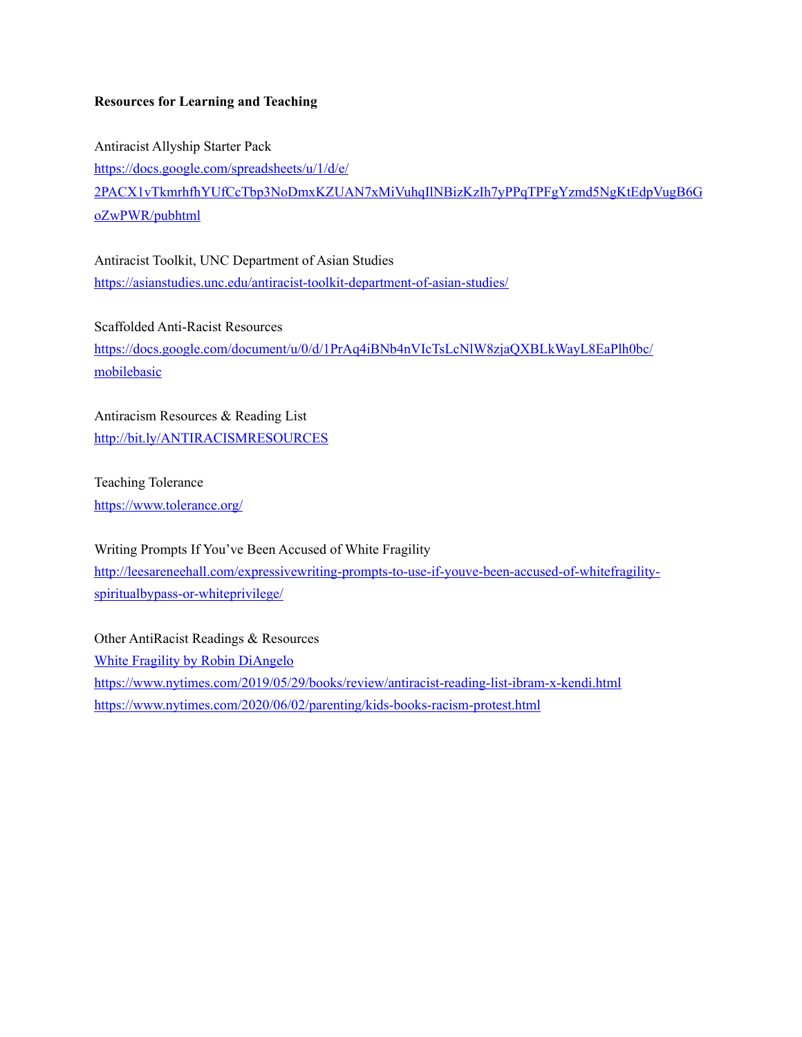**Resources for Learning and Teaching**

Antiracist Allyship Starter Pack
https://docs.google.com/spreadsheets/u/1/d/e/2PACX1vTkmrhfhYUfCcTbp3NoDmxKZUAN7xMiVuhqIlNBizKzIh7yPPqTPFgYzmd5NgKtEdpVugB6GoZwPWR/pubhtml

Antiracist Toolkit, UNC Department of Asian Studies
https://asianstudies.unc.edu/antiracist-toolkit-department-of-asian-studies/

Scaffolded Anti-Racist Resources
https://docs.google.com/document/u/0/d/1PrAq4iBNb4nVIcTsLcNlW8zjaQXBLkWayL8EaPlh0bc/mobilebasic

Antiracism Resources & Reading List
http://bit.ly/ANTIRACISMRESOURCES

Teaching Tolerance
https://www.tolerance.org/

Writing Prompts If You've Been Accused of White Fragility
http://leesareneehall.com/expressivewriting-prompts-to-use-if-youve-been-accused-of-whitefragility-spiritualbypass-or-whiteprivilege/

Other AntiRacist Readings & Resources
White Fragility by Robin DiAngelo
https://www.nytimes.com/2019/05/29/books/review/antiracist-reading-list-ibram-x-kendi.html
https://www.nytimes.com/2020/06/02/parenting/kids-books-racism-protest.html